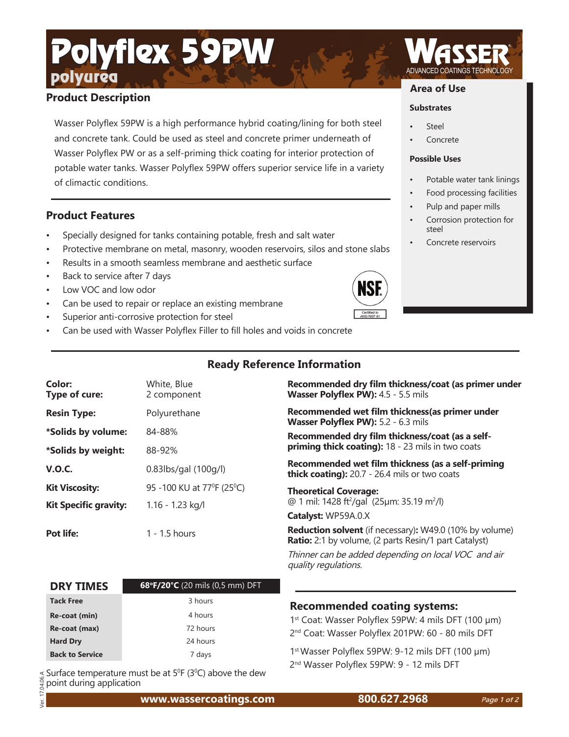# Polyflex 59PW

## polyurea

WASSER ADVANCED COATINGS TECHNOLOGY

## Product Description

Wasser Polyflex 59PW is a high performance hybrid coating/lining for both steel and concrete tank. Could be used as steel and concrete primer underneath of Wasser Polyflex PW or as a self-priming thick coating for interior protection of potable water tanks. Wasser Polyflex 59PW offers superior service life in a variety of climactic conditions.

## Product Features

- Specially designed for tanks containing potable, fresh and salt water
- Protective membrane on metal, masonry, wooden reservoirs, silos and stone slabs
- Results in a smooth seamless membrane and aesthetic surface
- Back to service after 7 days
- Low VOC and low odor
- Can be used to repair or replace an existing membrane
- Superior anti-corrosive protection for steel
- Can be used with Wasser Polyflex Filler to fill holes and voids in concrete

NSF Certified to ANSI/NSF 61

## Area of Use

### Substrates

- Steel
- Concrete

### Possible Uses

- Potable water tank linings
- Food processing facilities
- Pulp and paper mills
- Corrosion protection for steel
- Concrete reservoirs

## Ready Reference Information

| | |
|---|---|
| **Color:** | White, Blue |
| **Type of cure:** | 2 component |
| **Resin Type:** | Polyurethane |
| ***Solids by volume:** | 84-88% |
| ***Solids by weight:** | 88-92% |
| **V.O.C.** | 0.83lbs/gal (100g/l) |
| **Kit Viscosity:** | 95 -100 KU at 77°F (25°C) |
| **Kit Specific gravity:** | 1.16 - 1.23 kg/l |
| **Pot life:** | 1 - 1.5 hours |

**Recommended dry film thickness/coat (as primer under Wasser Polyflex PW):** 4.5 - 5.5 mils

**Recommended wet film thickness(as primer under Wasser Polyflex PW):** 5.2 - 6.3 mils

**Recommended dry film thickness/coat (as a self-priming thick coating):** 18 - 23 mils in two coats

**Recommended wet film thickness (as a self-priming thick coating):** 20.7 - 26.4 mils or two coats

**Theoretical Coverage:**
@ 1 mil: 1428 ft$^2$/gal (25µm: 35.19 m$^2$/l)

**Catalyst:** WP59A.0.X

**Reduction solvent** (if necessary)**:** W49.0 (10% by volume)
**Ratio:** 2:1 by volume, (2 parts Resin/1 part Catalyst)

*Thinner can be added depending on local VOC and air quality regulations.*

| DRY TIMES | 68°F/20°C (20 mils (0,5 mm) DFT |
|---|---|
| **Tack Free** | 3 hours |
| **Re-coat (min)** | 4 hours |
| **Re-coat (max)** | 72 hours |
| **Hard Dry** | 24 hours |
| **Back to Service** | 7 days |

Surface temperature must be at 5°F (3°C) above the dew point during application

## Recommended coating systems:

1st Coat: Wasser Polyflex 59PW: 4 mils DFT (100 µm)
2nd Coat: Wasser Polyflex 201PW: 60 - 80 mils DFT

1st Wasser Polyflex 59PW: 9-12 mils DFT (100 µm)
2nd Wasser Polyflex 59PW: 9 - 12 mils DFT

Ver. 17.04.06.A

www.wassercoatings.com 800.627.2968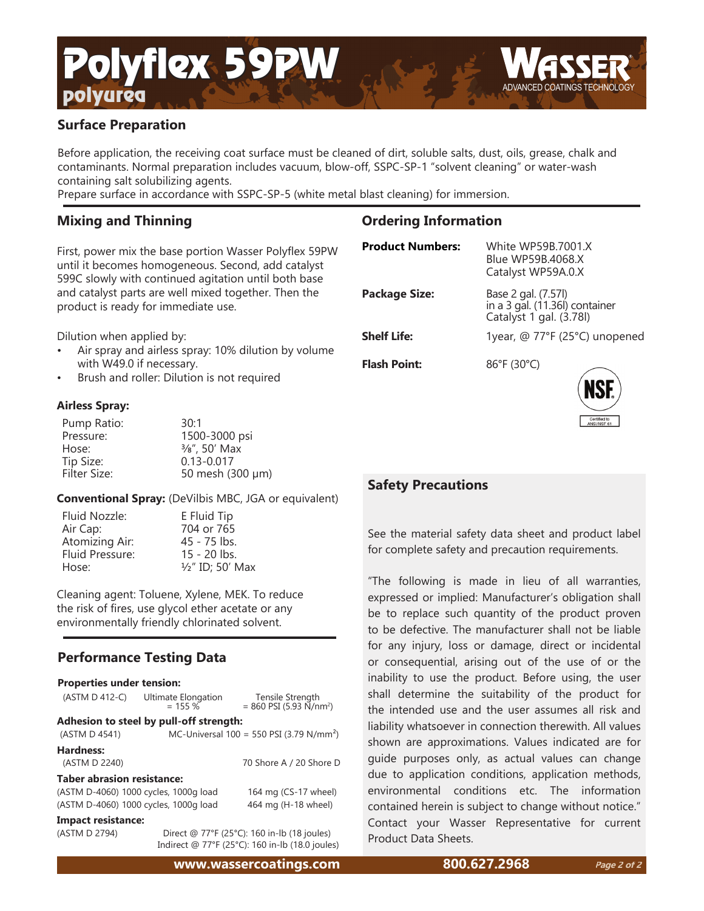# Polyflex 59PW

## polyurea

WASSER ADVANCED COATINGS TECHNOLOGY

## Surface Preparation

Before application, the receiving coat surface must be cleaned of dirt, soluble salts, dust, oils, grease, chalk and contaminants. Normal preparation includes vacuum, blow-off, SSPC-SP-1 "solvent cleaning" or water-wash containing salt solubilizing agents.
Prepare surface in accordance with SSPC-SP-5 (white metal blast cleaning) for immersion.

## Mixing and Thinning

First, power mix the base portion Wasser Polyflex 59PW until it becomes homogeneous. Second, add catalyst 599C slowly with continued agitation until both base and catalyst parts are well mixed together. Then the product is ready for immediate use.

Dilution when applied by:

- Air spray and airless spray: 10% dilution by volume with W49.0 if necessary.
- Brush and roller: Dilution is not required

**Airless Spray:**

| | |
|---|---|
| Pump Ratio: | 30:1 |
| Pressure: | 1500-3000 psi |
| Hose: | ⅜", 50' Max |
| Tip Size: | 0.13-0.017 |
| Filter Size: | 50 mesh (300 µm) |

**Conventional Spray:** (DeVilbis MBC, JGA or equivalent)

| | |
|---|---|
| Fluid Nozzle: | E Fluid Tip |
| Air Cap: | 704 or 765 |
| Atomizing Air: | 45 - 75 lbs. |
| Fluid Pressure: | 15 - 20 lbs. |
| Hose: | ½" ID; 50' Max |

Cleaning agent: Toluene, Xylene, MEK. To reduce the risk of fires, use glycol ether acetate or any environmentally friendly chlorinated solvent.

## Performance Testing Data

**Properties under tension:**

(ASTM D 412-C) Ultimate Elongation = 155 % Tensile Strength = 860 PSI (5.93 N/nm$^2$)

**Adhesion to steel by pull-off strength:**

(ASTM D 4541) MC-Universal 100 = 550 PSI (3.79 N/mm$^2$)

**Hardness:**

(ASTM D 2240) 70 Shore A / 20 Shore D

**Taber abrasion resistance:**

(ASTM D-4060) 1000 cycles, 1000g load 164 mg (CS-17 wheel)
(ASTM D-4060) 1000 cycles, 1000g load 464 mg (H-18 wheel)

**Impact resistance:**

(ASTM D 2794) Direct @ 77°F (25°C): 160 in-lb (18 joules)
Indirect @ 77°F (25°C): 160 in-lb (18.0 joules)

## Ordering Information

| | |
|---|---|
| **Product Numbers:** | White WP59B.7001.X<br>Blue WP59B.4068.X<br>Catalyst WP59A.0.X |
| **Package Size:** | Base 2 gal. (7.57l) in a 3 gal. (11.36l) container<br>Catalyst 1 gal. (3.78l) |
| **Shelf Life:** | 1year, @ 77°F (25°C) unopened |
| **Flash Point:** | 86°F (30°C) |

NSF Certified to ANSI/NSF 61

## Safety Precautions

See the material safety data sheet and product label for complete safety and precaution requirements.

"The following is made in lieu of all warranties, expressed or implied: Manufacturer's obligation shall be to replace such quantity of the product proven to be defective. The manufacturer shall not be liable for any injury, loss or damage, direct or incidental or consequential, arising out of the use of or the inability to use the product. Before using, the user shall determine the suitability of the product for the intended use and the user assumes all risk and liability whatsoever in connection therewith. All values shown are approximations. Values indicated are for guide purposes only, as actual values can change due to application conditions, application methods, environmental conditions etc. The information contained herein is subject to change without notice." Contact your Wasser Representative for current Product Data Sheets.

www.wassercoatings.com 800.627.2968